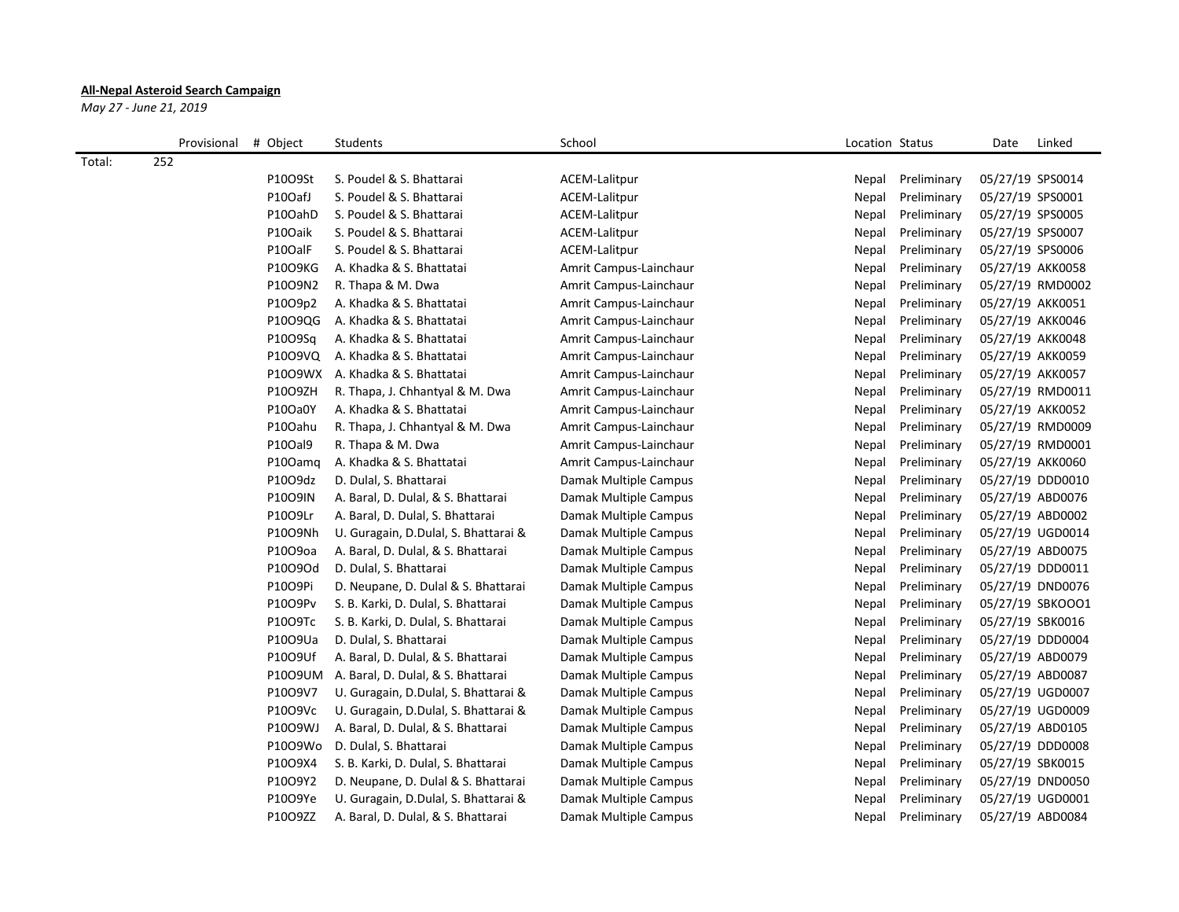**All-Nepal Asteroid Search Campaign**

*May 27 - June 21, 2019*

| | Provisional | # | Object | Students | School | Location | Status | Date | Linked |
|---|---|---|---|---|---|---|---|---|---|
| Total: | 252 | | | | | | | | |
| | | | P10O9St | S. Poudel & S. Bhattarai | ACEM-Lalitpur | Nepal | Preliminary | 05/27/19 | SPS0014 |
| | | | P10OafJ | S. Poudel & S. Bhattarai | ACEM-Lalitpur | Nepal | Preliminary | 05/27/19 | SPS0001 |
| | | | P10OahD | S. Poudel & S. Bhattarai | ACEM-Lalitpur | Nepal | Preliminary | 05/27/19 | SPS0005 |
| | | | P10Oaik | S. Poudel & S. Bhattarai | ACEM-Lalitpur | Nepal | Preliminary | 05/27/19 | SPS0007 |
| | | | P10OalF | S. Poudel & S. Bhattarai | ACEM-Lalitpur | Nepal | Preliminary | 05/27/19 | SPS0006 |
| | | | P10O9KG | A. Khadka & S. Bhattatai | Amrit Campus-Lainchaur | Nepal | Preliminary | 05/27/19 | AKK0058 |
| | | | P10O9N2 | R. Thapa & M. Dwa | Amrit Campus-Lainchaur | Nepal | Preliminary | 05/27/19 | RMD0002 |
| | | | P10O9p2 | A. Khadka & S. Bhattatai | Amrit Campus-Lainchaur | Nepal | Preliminary | 05/27/19 | AKK0051 |
| | | | P10O9QG | A. Khadka & S. Bhattatai | Amrit Campus-Lainchaur | Nepal | Preliminary | 05/27/19 | AKK0046 |
| | | | P10O9Sq | A. Khadka & S. Bhattatai | Amrit Campus-Lainchaur | Nepal | Preliminary | 05/27/19 | AKK0048 |
| | | | P10O9VQ | A. Khadka & S. Bhattatai | Amrit Campus-Lainchaur | Nepal | Preliminary | 05/27/19 | AKK0059 |
| | | | P10O9WX | A. Khadka & S. Bhattatai | Amrit Campus-Lainchaur | Nepal | Preliminary | 05/27/19 | AKK0057 |
| | | | P10O9ZH | R. Thapa, J. Chhantyal & M. Dwa | Amrit Campus-Lainchaur | Nepal | Preliminary | 05/27/19 | RMD0011 |
| | | | P10Oa0Y | A. Khadka & S. Bhattatai | Amrit Campus-Lainchaur | Nepal | Preliminary | 05/27/19 | AKK0052 |
| | | | P10Oahu | R. Thapa, J. Chhantyal & M. Dwa | Amrit Campus-Lainchaur | Nepal | Preliminary | 05/27/19 | RMD0009 |
| | | | P10Oal9 | R. Thapa & M. Dwa | Amrit Campus-Lainchaur | Nepal | Preliminary | 05/27/19 | RMD0001 |
| | | | P10Oamq | A. Khadka & S. Bhattatai | Amrit Campus-Lainchaur | Nepal | Preliminary | 05/27/19 | AKK0060 |
| | | | P10O9dz | D. Dulal, S. Bhattarai | Damak Multiple Campus | Nepal | Preliminary | 05/27/19 | DDD0010 |
| | | | P10O9IN | A. Baral, D. Dulal, & S. Bhattarai | Damak Multiple Campus | Nepal | Preliminary | 05/27/19 | ABD0076 |
| | | | P10O9Lr | A. Baral, D. Dulal, S. Bhattarai | Damak Multiple Campus | Nepal | Preliminary | 05/27/19 | ABD0002 |
| | | | P10O9Nh | U. Guragain, D.Dulal, S. Bhattarai & | Damak Multiple Campus | Nepal | Preliminary | 05/27/19 | UGD0014 |
| | | | P10O9oa | A. Baral, D. Dulal, & S. Bhattarai | Damak Multiple Campus | Nepal | Preliminary | 05/27/19 | ABD0075 |
| | | | P10O9Od | D. Dulal, S. Bhattarai | Damak Multiple Campus | Nepal | Preliminary | 05/27/19 | DDD0011 |
| | | | P10O9Pi | D. Neupane, D. Dulal & S. Bhattarai | Damak Multiple Campus | Nepal | Preliminary | 05/27/19 | DND0076 |
| | | | P10O9Pv | S. B. Karki, D. Dulal, S. Bhattarai | Damak Multiple Campus | Nepal | Preliminary | 05/27/19 | SBKOOO1 |
| | | | P10O9Tc | S. B. Karki, D. Dulal, S. Bhattarai | Damak Multiple Campus | Nepal | Preliminary | 05/27/19 | SBK0016 |
| | | | P10O9Ua | D. Dulal, S. Bhattarai | Damak Multiple Campus | Nepal | Preliminary | 05/27/19 | DDD0004 |
| | | | P10O9Uf | A. Baral, D. Dulal, & S. Bhattarai | Damak Multiple Campus | Nepal | Preliminary | 05/27/19 | ABD0079 |
| | | | P10O9UM | A. Baral, D. Dulal, & S. Bhattarai | Damak Multiple Campus | Nepal | Preliminary | 05/27/19 | ABD0087 |
| | | | P10O9V7 | U. Guragain, D.Dulal, S. Bhattarai & | Damak Multiple Campus | Nepal | Preliminary | 05/27/19 | UGD0007 |
| | | | P10O9Vc | U. Guragain, D.Dulal, S. Bhattarai & | Damak Multiple Campus | Nepal | Preliminary | 05/27/19 | UGD0009 |
| | | | P10O9WJ | A. Baral, D. Dulal, & S. Bhattarai | Damak Multiple Campus | Nepal | Preliminary | 05/27/19 | ABD0105 |
| | | | P10O9Wo | D. Dulal, S. Bhattarai | Damak Multiple Campus | Nepal | Preliminary | 05/27/19 | DDD0008 |
| | | | P10O9X4 | S. B. Karki, D. Dulal, S. Bhattarai | Damak Multiple Campus | Nepal | Preliminary | 05/27/19 | SBK0015 |
| | | | P10O9Y2 | D. Neupane, D. Dulal & S. Bhattarai | Damak Multiple Campus | Nepal | Preliminary | 05/27/19 | DND0050 |
| | | | P10O9Ye | U. Guragain, D.Dulal, S. Bhattarai & | Damak Multiple Campus | Nepal | Preliminary | 05/27/19 | UGD0001 |
| | | | P10O9ZZ | A. Baral, D. Dulal, & S. Bhattarai | Damak Multiple Campus | Nepal | Preliminary | 05/27/19 | ABD0084 |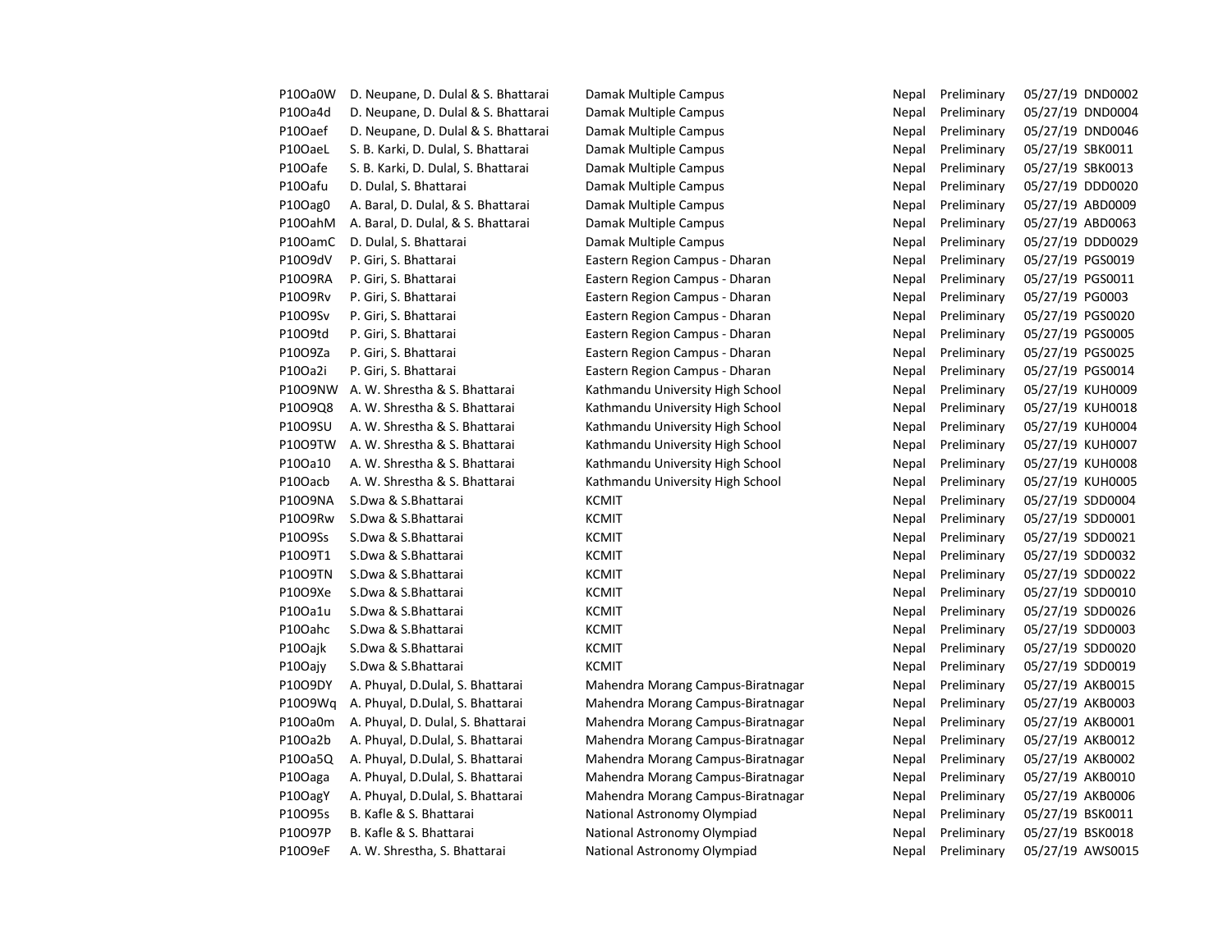| | | | | | | |
|---|---|---|---|---|---|---|
| P10Oa0W | D. Neupane, D. Dulal & S. Bhattarai | Damak Multiple Campus | Nepal | Preliminary | 05/27/19 | DND0002 |
| P10Oa4d | D. Neupane, D. Dulal & S. Bhattarai | Damak Multiple Campus | Nepal | Preliminary | 05/27/19 | DND0004 |
| P10Oaef | D. Neupane, D. Dulal & S. Bhattarai | Damak Multiple Campus | Nepal | Preliminary | 05/27/19 | DND0046 |
| P10OaeL | S. B. Karki, D. Dulal, S. Bhattarai | Damak Multiple Campus | Nepal | Preliminary | 05/27/19 | SBK0011 |
| P10Oafe | S. B. Karki, D. Dulal, S. Bhattarai | Damak Multiple Campus | Nepal | Preliminary | 05/27/19 | SBK0013 |
| P10Oafu | D. Dulal, S. Bhattarai | Damak Multiple Campus | Nepal | Preliminary | 05/27/19 | DDD0020 |
| P10Oag0 | A. Baral, D. Dulal, & S. Bhattarai | Damak Multiple Campus | Nepal | Preliminary | 05/27/19 | ABD0009 |
| P10OahM | A. Baral, D. Dulal, & S. Bhattarai | Damak Multiple Campus | Nepal | Preliminary | 05/27/19 | ABD0063 |
| P10OamC | D. Dulal, S. Bhattarai | Damak Multiple Campus | Nepal | Preliminary | 05/27/19 | DDD0029 |
| P10O9dV | P. Giri, S. Bhattarai | Eastern Region Campus - Dharan | Nepal | Preliminary | 05/27/19 | PGS0019 |
| P10O9RA | P. Giri, S. Bhattarai | Eastern Region Campus - Dharan | Nepal | Preliminary | 05/27/19 | PGS0011 |
| P10O9Rv | P. Giri, S. Bhattarai | Eastern Region Campus - Dharan | Nepal | Preliminary | 05/27/19 | PG0003 |
| P10O9Sv | P. Giri, S. Bhattarai | Eastern Region Campus - Dharan | Nepal | Preliminary | 05/27/19 | PGS0020 |
| P10O9td | P. Giri, S. Bhattarai | Eastern Region Campus - Dharan | Nepal | Preliminary | 05/27/19 | PGS0005 |
| P10O9Za | P. Giri, S. Bhattarai | Eastern Region Campus - Dharan | Nepal | Preliminary | 05/27/19 | PGS0025 |
| P10Oa2i | P. Giri, S. Bhattarai | Eastern Region Campus - Dharan | Nepal | Preliminary | 05/27/19 | PGS0014 |
| P10O9NW | A. W. Shrestha & S. Bhattarai | Kathmandu University High School | Nepal | Preliminary | 05/27/19 | KUH0009 |
| P10O9Q8 | A. W. Shrestha & S. Bhattarai | Kathmandu University High School | Nepal | Preliminary | 05/27/19 | KUH0018 |
| P10O9SU | A. W. Shrestha & S. Bhattarai | Kathmandu University High School | Nepal | Preliminary | 05/27/19 | KUH0004 |
| P10O9TW | A. W. Shrestha & S. Bhattarai | Kathmandu University High School | Nepal | Preliminary | 05/27/19 | KUH0007 |
| P10Oa10 | A. W. Shrestha & S. Bhattarai | Kathmandu University High School | Nepal | Preliminary | 05/27/19 | KUH0008 |
| P10Oacb | A. W. Shrestha & S. Bhattarai | Kathmandu University High School | Nepal | Preliminary | 05/27/19 | KUH0005 |
| P10O9NA | S.Dwa & S.Bhattarai | KCMIT | Nepal | Preliminary | 05/27/19 | SDD0004 |
| P10O9Rw | S.Dwa & S.Bhattarai | KCMIT | Nepal | Preliminary | 05/27/19 | SDD0001 |
| P10O9Ss | S.Dwa & S.Bhattarai | KCMIT | Nepal | Preliminary | 05/27/19 | SDD0021 |
| P10O9T1 | S.Dwa & S.Bhattarai | KCMIT | Nepal | Preliminary | 05/27/19 | SDD0032 |
| P10O9TN | S.Dwa & S.Bhattarai | KCMIT | Nepal | Preliminary | 05/27/19 | SDD0022 |
| P10O9Xe | S.Dwa & S.Bhattarai | KCMIT | Nepal | Preliminary | 05/27/19 | SDD0010 |
| P10Oa1u | S.Dwa & S.Bhattarai | KCMIT | Nepal | Preliminary | 05/27/19 | SDD0026 |
| P10Oahc | S.Dwa & S.Bhattarai | KCMIT | Nepal | Preliminary | 05/27/19 | SDD0003 |
| P10Oajk | S.Dwa & S.Bhattarai | KCMIT | Nepal | Preliminary | 05/27/19 | SDD0020 |
| P10Oajy | S.Dwa & S.Bhattarai | KCMIT | Nepal | Preliminary | 05/27/19 | SDD0019 |
| P10O9DY | A. Phuyal, D.Dulal, S. Bhattarai | Mahendra Morang Campus-Biratnagar | Nepal | Preliminary | 05/27/19 | AKB0015 |
| P10O9Wq | A. Phuyal, D.Dulal, S. Bhattarai | Mahendra Morang Campus-Biratnagar | Nepal | Preliminary | 05/27/19 | AKB0003 |
| P10Oa0m | A. Phuyal, D. Dulal, S. Bhattarai | Mahendra Morang Campus-Biratnagar | Nepal | Preliminary | 05/27/19 | AKB0001 |
| P10Oa2b | A. Phuyal, D.Dulal, S. Bhattarai | Mahendra Morang Campus-Biratnagar | Nepal | Preliminary | 05/27/19 | AKB0012 |
| P10Oa5Q | A. Phuyal, D.Dulal, S. Bhattarai | Mahendra Morang Campus-Biratnagar | Nepal | Preliminary | 05/27/19 | AKB0002 |
| P10Oaga | A. Phuyal, D.Dulal, S. Bhattarai | Mahendra Morang Campus-Biratnagar | Nepal | Preliminary | 05/27/19 | AKB0010 |
| P10OagY | A. Phuyal, D.Dulal, S. Bhattarai | Mahendra Morang Campus-Biratnagar | Nepal | Preliminary | 05/27/19 | AKB0006 |
| P10O95s | B. Kafle & S. Bhattarai | National Astronomy Olympiad | Nepal | Preliminary | 05/27/19 | BSK0011 |
| P10O97P | B. Kafle & S. Bhattarai | National Astronomy Olympiad | Nepal | Preliminary | 05/27/19 | BSK0018 |
| P10O9eF | A. W. Shrestha, S. Bhattarai | National Astronomy Olympiad | Nepal | Preliminary | 05/27/19 | AWS0015 |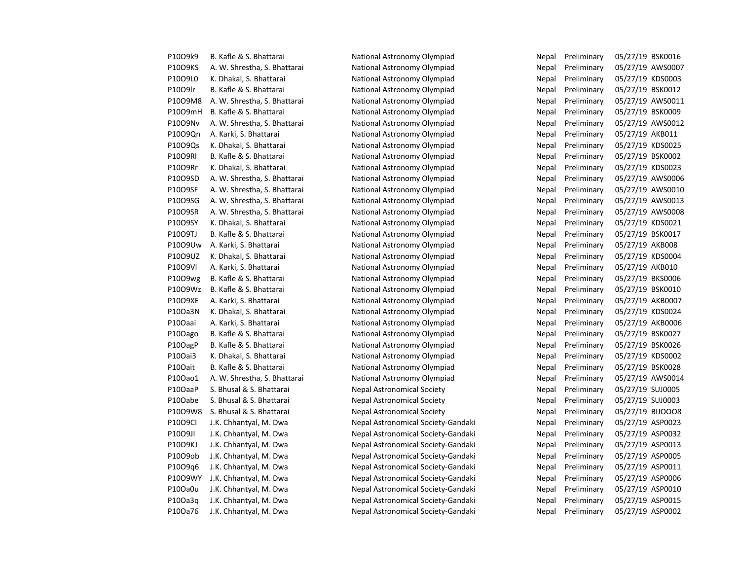| | | | | | | |
|---|---|---|---|---|---|---|
| P10O9k9 | B. Kafle & S. Bhattarai | National Astronomy Olympiad | Nepal | Preliminary | 05/27/19 | BSK0016 |
| P10O9KS | A. W. Shrestha, S. Bhattarai | National Astronomy Olympiad | Nepal | Preliminary | 05/27/19 | AWS0007 |
| P10O9L0 | K. Dhakal, S. Bhattarai | National Astronomy Olympiad | Nepal | Preliminary | 05/27/19 | KDS0003 |
| P10O9lr | B. Kafle & S. Bhattarai | National Astronomy Olympiad | Nepal | Preliminary | 05/27/19 | BSK0012 |
| P10O9M8 | A. W. Shrestha, S. Bhattarai | National Astronomy Olympiad | Nepal | Preliminary | 05/27/19 | AWS0011 |
| P10O9mH | B. Kafle & S. Bhattarai | National Astronomy Olympiad | Nepal | Preliminary | 05/27/19 | BSK0009 |
| P10O9Nv | A. W. Shrestha, S. Bhattarai | National Astronomy Olympiad | Nepal | Preliminary | 05/27/19 | AWS0012 |
| P10O9Qn | A. Karki, S. Bhattarai | National Astronomy Olympiad | Nepal | Preliminary | 05/27/19 | AKB011 |
| P10O9Qs | K. Dhakal, S. Bhattarai | National Astronomy Olympiad | Nepal | Preliminary | 05/27/19 | KDS0025 |
| P10O9Rl | B. Kafle & S. Bhattarai | National Astronomy Olympiad | Nepal | Preliminary | 05/27/19 | BSK0002 |
| P10O9Rr | K. Dhakal, S. Bhattarai | National Astronomy Olympiad | Nepal | Preliminary | 05/27/19 | KDS0023 |
| P10O9SD | A. W. Shrestha, S. Bhattarai | National Astronomy Olympiad | Nepal | Preliminary | 05/27/19 | AWS0006 |
| P10O9SF | A. W. Shrestha, S. Bhattarai | National Astronomy Olympiad | Nepal | Preliminary | 05/27/19 | AWS0010 |
| P10O9SG | A. W. Shrestha, S. Bhattarai | National Astronomy Olympiad | Nepal | Preliminary | 05/27/19 | AWS0013 |
| P10O9SR | A. W. Shrestha, S. Bhattarai | National Astronomy Olympiad | Nepal | Preliminary | 05/27/19 | AWS0008 |
| P10O9SY | K. Dhakal, S. Bhattarai | National Astronomy Olympiad | Nepal | Preliminary | 05/27/19 | KDS0021 |
| P10O9TJ | B. Kafle & S. Bhattarai | National Astronomy Olympiad | Nepal | Preliminary | 05/27/19 | BSK0017 |
| P10O9Uw | A. Karki, S. Bhattarai | National Astronomy Olympiad | Nepal | Preliminary | 05/27/19 | AKB008 |
| P10O9UZ | K. Dhakal, S. Bhattarai | National Astronomy Olympiad | Nepal | Preliminary | 05/27/19 | KDS0004 |
| P10O9Vl | A. Karki, S. Bhattarai | National Astronomy Olympiad | Nepal | Preliminary | 05/27/19 | AKB010 |
| P10O9wg | B. Kafle & S. Bhattarai | National Astronomy Olympiad | Nepal | Preliminary | 05/27/19 | BKS0006 |
| P10O9Wz | B. Kafle & S. Bhattarai | National Astronomy Olympiad | Nepal | Preliminary | 05/27/19 | BSK0010 |
| P10O9XE | A. Karki, S. Bhattarai | National Astronomy Olympiad | Nepal | Preliminary | 05/27/19 | AKB0007 |
| P10Oa3N | K. Dhakal, S. Bhattarai | National Astronomy Olympiad | Nepal | Preliminary | 05/27/19 | KDS0024 |
| P10Oaai | A. Karki, S. Bhattarai | National Astronomy Olympiad | Nepal | Preliminary | 05/27/19 | AKB0006 |
| P10Oago | B. Kafle & S. Bhattarai | National Astronomy Olympiad | Nepal | Preliminary | 05/27/19 | BSK0027 |
| P10OagP | B. Kafle & S. Bhattarai | National Astronomy Olympiad | Nepal | Preliminary | 05/27/19 | BSK0026 |
| P10Oai3 | K. Dhakal, S. Bhattarai | National Astronomy Olympiad | Nepal | Preliminary | 05/27/19 | KDS0002 |
| P10Oait | B. Kafle & S. Bhattarai | National Astronomy Olympiad | Nepal | Preliminary | 05/27/19 | BSK0028 |
| P10Oao1 | A. W. Shrestha, S. Bhattarai | National Astronomy Olympiad | Nepal | Preliminary | 05/27/19 | AWS0014 |
| P10OaaP | S. Bhusal & S. Bhattarai | Nepal Astronomical Society | Nepal | Preliminary | 05/27/19 | SUJ0005 |
| P10Oabe | S. Bhusal & S. Bhattarai | Nepal Astronomical Society | Nepal | Preliminary | 05/27/19 | SUJ0003 |
| P10O9W8 | S. Bhusal & S. Bhattarai | Nepal Astronomical Society | Nepal | Preliminary | 05/27/19 | BIJOOO8 |
| P10O9CI | J.K. Chhantyal, M. Dwa | Nepal Astronomical Society-Gandaki | Nepal | Preliminary | 05/27/19 | ASP0023 |
| P10O9JI | J.K. Chhantyal, M. Dwa | Nepal Astronomical Society-Gandaki | Nepal | Preliminary | 05/27/19 | ASP0032 |
| P10O9KJ | J.K. Chhantyal, M. Dwa | Nepal Astronomical Society-Gandaki | Nepal | Preliminary | 05/27/19 | ASP0013 |
| P10O9ob | J.K. Chhantyal, M. Dwa | Nepal Astronomical Society-Gandaki | Nepal | Preliminary | 05/27/19 | ASP0005 |
| P10O9q6 | J.K. Chhantyal, M. Dwa | Nepal Astronomical Society-Gandaki | Nepal | Preliminary | 05/27/19 | ASP0011 |
| P10O9WY | J.K. Chhantyal, M. Dwa | Nepal Astronomical Society-Gandaki | Nepal | Preliminary | 05/27/19 | ASP0006 |
| P10Oa0u | J.K. Chhantyal, M. Dwa | Nepal Astronomical Society-Gandaki | Nepal | Preliminary | 05/27/19 | ASP0010 |
| P10Oa3q | J.K. Chhantyal, M. Dwa | Nepal Astronomical Society-Gandaki | Nepal | Preliminary | 05/27/19 | ASP0015 |
| P10Oa76 | J.K. Chhantyal, M. Dwa | Nepal Astronomical Society-Gandaki | Nepal | Preliminary | 05/27/19 | ASP0002 |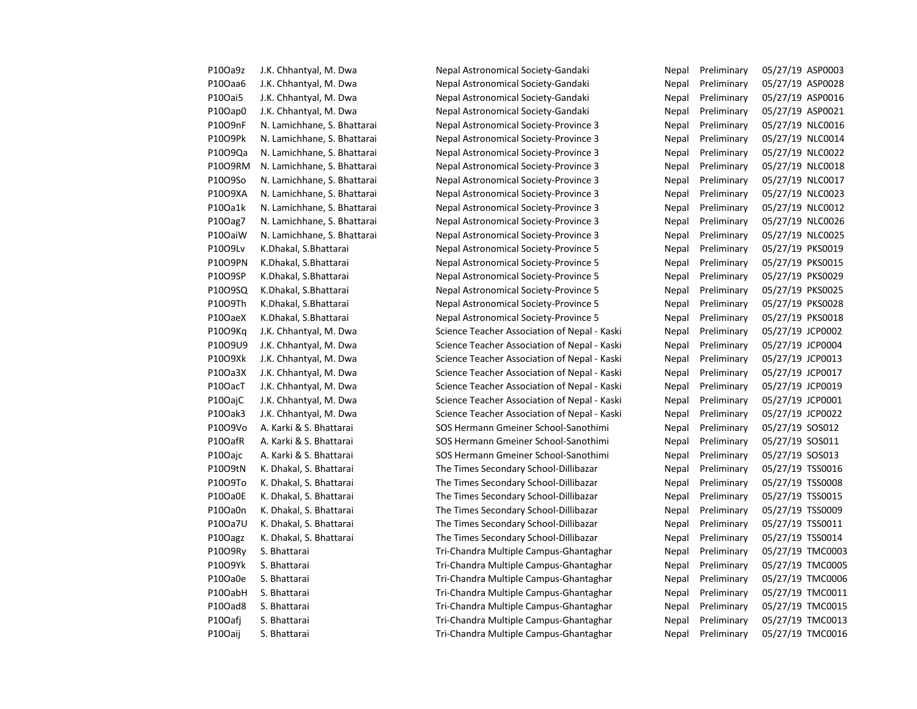| | | | | | | |
|---|---|---|---|---|---|---|
| P10Oa9z | J.K. Chhantyal, M. Dwa | Nepal Astronomical Society-Gandaki | Nepal | Preliminary | 05/27/19 | ASP0003 |
| P10Oaa6 | J.K. Chhantyal, M. Dwa | Nepal Astronomical Society-Gandaki | Nepal | Preliminary | 05/27/19 | ASP0028 |
| P10Oai5 | J.K. Chhantyal, M. Dwa | Nepal Astronomical Society-Gandaki | Nepal | Preliminary | 05/27/19 | ASP0016 |
| P10Oap0 | J.K. Chhantyal, M. Dwa | Nepal Astronomical Society-Gandaki | Nepal | Preliminary | 05/27/19 | ASP0021 |
| P10O9nF | N. Lamichhane, S. Bhattarai | Nepal Astronomical Society-Province 3 | Nepal | Preliminary | 05/27/19 | NLC0016 |
| P10O9Pk | N. Lamichhane, S. Bhattarai | Nepal Astronomical Society-Province 3 | Nepal | Preliminary | 05/27/19 | NLC0014 |
| P10O9Qa | N. Lamichhane, S. Bhattarai | Nepal Astronomical Society-Province 3 | Nepal | Preliminary | 05/27/19 | NLC0022 |
| P10O9RM | N. Lamichhane, S. Bhattarai | Nepal Astronomical Society-Province 3 | Nepal | Preliminary | 05/27/19 | NLC0018 |
| P10O9So | N. Lamichhane, S. Bhattarai | Nepal Astronomical Society-Province 3 | Nepal | Preliminary | 05/27/19 | NLC0017 |
| P10O9XA | N. Lamichhane, S. Bhattarai | Nepal Astronomical Society-Province 3 | Nepal | Preliminary | 05/27/19 | NLC0023 |
| P10Oa1k | N. Lamichhane, S. Bhattarai | Nepal Astronomical Society-Province 3 | Nepal | Preliminary | 05/27/19 | NLC0012 |
| P10Oag7 | N. Lamichhane, S. Bhattarai | Nepal Astronomical Society-Province 3 | Nepal | Preliminary | 05/27/19 | NLC0026 |
| P10OaiW | N. Lamichhane, S. Bhattarai | Nepal Astronomical Society-Province 3 | Nepal | Preliminary | 05/27/19 | NLC0025 |
| P10O9Lv | K.Dhakal, S.Bhattarai | Nepal Astronomical Society-Province 5 | Nepal | Preliminary | 05/27/19 | PKS0019 |
| P10O9PN | K.Dhakal, S.Bhattarai | Nepal Astronomical Society-Province 5 | Nepal | Preliminary | 05/27/19 | PKS0015 |
| P10O9SP | K.Dhakal, S.Bhattarai | Nepal Astronomical Society-Province 5 | Nepal | Preliminary | 05/27/19 | PKS0029 |
| P10O9SQ | K.Dhakal, S.Bhattarai | Nepal Astronomical Society-Province 5 | Nepal | Preliminary | 05/27/19 | PKS0025 |
| P10O9Th | K.Dhakal, S.Bhattarai | Nepal Astronomical Society-Province 5 | Nepal | Preliminary | 05/27/19 | PKS0028 |
| P10OaeX | K.Dhakal, S.Bhattarai | Nepal Astronomical Society-Province 5 | Nepal | Preliminary | 05/27/19 | PKS0018 |
| P10O9Kq | J.K. Chhantyal, M. Dwa | Science Teacher Association of Nepal - Kaski | Nepal | Preliminary | 05/27/19 | JCP0002 |
| P10O9U9 | J.K. Chhantyal, M. Dwa | Science Teacher Association of Nepal - Kaski | Nepal | Preliminary | 05/27/19 | JCP0004 |
| P10O9Xk | J.K. Chhantyal, M. Dwa | Science Teacher Association of Nepal - Kaski | Nepal | Preliminary | 05/27/19 | JCP0013 |
| P10Oa3X | J.K. Chhantyal, M. Dwa | Science Teacher Association of Nepal - Kaski | Nepal | Preliminary | 05/27/19 | JCP0017 |
| P10OacT | J.K. Chhantyal, M. Dwa | Science Teacher Association of Nepal - Kaski | Nepal | Preliminary | 05/27/19 | JCP0019 |
| P10OajC | J.K. Chhantyal, M. Dwa | Science Teacher Association of Nepal - Kaski | Nepal | Preliminary | 05/27/19 | JCP0001 |
| P10Oak3 | J.K. Chhantyal, M. Dwa | Science Teacher Association of Nepal - Kaski | Nepal | Preliminary | 05/27/19 | JCP0022 |
| P10O9Vo | A. Karki & S. Bhattarai | SOS Hermann Gmeiner School-Sanothimi | Nepal | Preliminary | 05/27/19 | SOS012 |
| P10OafR | A. Karki & S. Bhattarai | SOS Hermann Gmeiner School-Sanothimi | Nepal | Preliminary | 05/27/19 | SOS011 |
| P10Oajc | A. Karki & S. Bhattarai | SOS Hermann Gmeiner School-Sanothimi | Nepal | Preliminary | 05/27/19 | SOS013 |
| P10O9tN | K. Dhakal, S. Bhattarai | The Times Secondary School-Dillibazar | Nepal | Preliminary | 05/27/19 | TSS0016 |
| P10O9To | K. Dhakal, S. Bhattarai | The Times Secondary School-Dillibazar | Nepal | Preliminary | 05/27/19 | TSS0008 |
| P10Oa0E | K. Dhakal, S. Bhattarai | The Times Secondary School-Dillibazar | Nepal | Preliminary | 05/27/19 | TSS0015 |
| P10Oa0n | K. Dhakal, S. Bhattarai | The Times Secondary School-Dillibazar | Nepal | Preliminary | 05/27/19 | TSS0009 |
| P10Oa7U | K. Dhakal, S. Bhattarai | The Times Secondary School-Dillibazar | Nepal | Preliminary | 05/27/19 | TSS0011 |
| P10Oagz | K. Dhakal, S. Bhattarai | The Times Secondary School-Dillibazar | Nepal | Preliminary | 05/27/19 | TSS0014 |
| P10O9Ry | S. Bhattarai | Tri-Chandra Multiple Campus-Ghantaghar | Nepal | Preliminary | 05/27/19 | TMC0003 |
| P10O9Yk | S. Bhattarai | Tri-Chandra Multiple Campus-Ghantaghar | Nepal | Preliminary | 05/27/19 | TMC0005 |
| P10Oa0e | S. Bhattarai | Tri-Chandra Multiple Campus-Ghantaghar | Nepal | Preliminary | 05/27/19 | TMC0006 |
| P10OabH | S. Bhattarai | Tri-Chandra Multiple Campus-Ghantaghar | Nepal | Preliminary | 05/27/19 | TMC0011 |
| P10Oad8 | S. Bhattarai | Tri-Chandra Multiple Campus-Ghantaghar | Nepal | Preliminary | 05/27/19 | TMC0015 |
| P10Oafj | S. Bhattarai | Tri-Chandra Multiple Campus-Ghantaghar | Nepal | Preliminary | 05/27/19 | TMC0013 |
| P10Oaij | S. Bhattarai | Tri-Chandra Multiple Campus-Ghantaghar | Nepal | Preliminary | 05/27/19 | TMC0016 |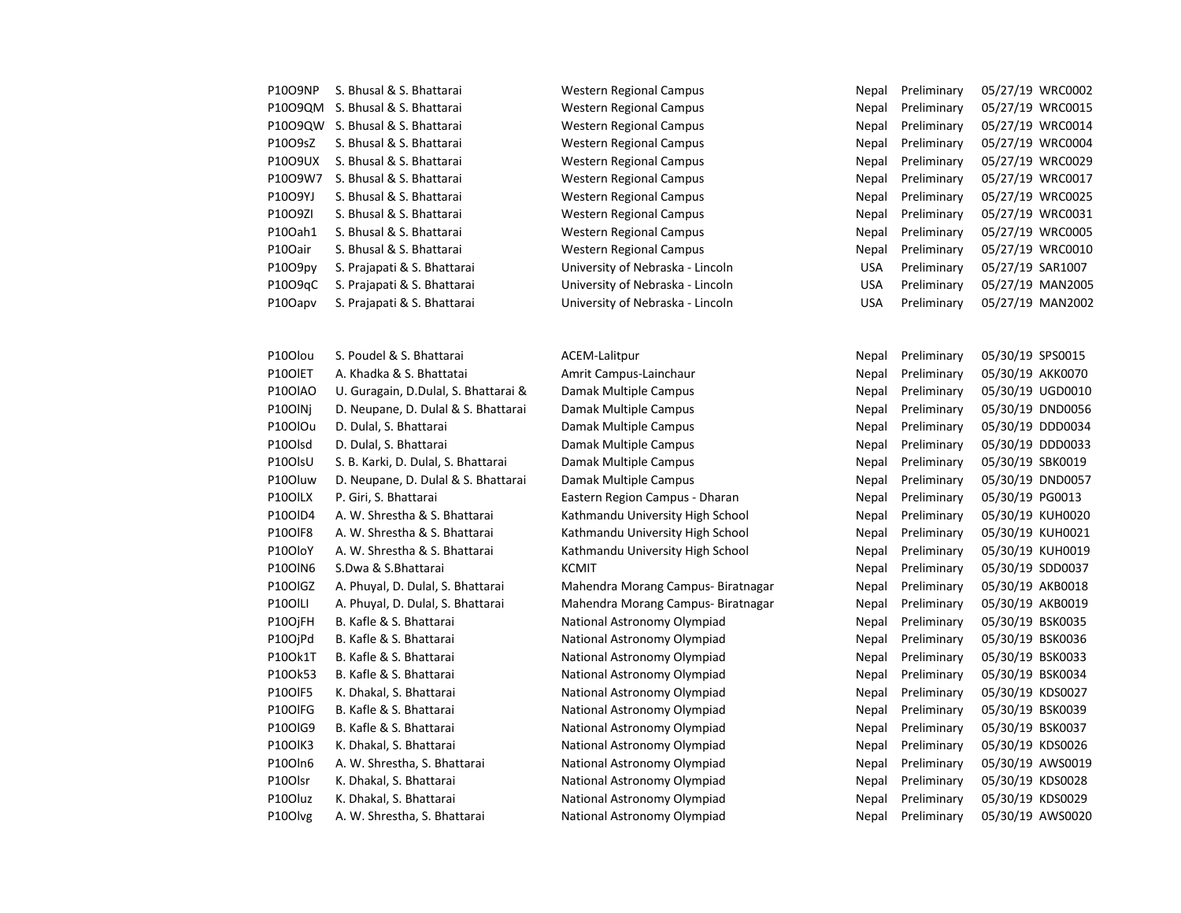| | | | | | | |
|---|---|---|---|---|---|---|
| P10O9NP | S. Bhusal & S. Bhattarai | Western Regional Campus | Nepal | Preliminary | 05/27/19 | WRC0002 |
| P10O9QM | S. Bhusal & S. Bhattarai | Western Regional Campus | Nepal | Preliminary | 05/27/19 | WRC0015 |
| P10O9QW | S. Bhusal & S. Bhattarai | Western Regional Campus | Nepal | Preliminary | 05/27/19 | WRC0014 |
| P10O9sZ | S. Bhusal & S. Bhattarai | Western Regional Campus | Nepal | Preliminary | 05/27/19 | WRC0004 |
| P10O9UX | S. Bhusal & S. Bhattarai | Western Regional Campus | Nepal | Preliminary | 05/27/19 | WRC0029 |
| P10O9W7 | S. Bhusal & S. Bhattarai | Western Regional Campus | Nepal | Preliminary | 05/27/19 | WRC0017 |
| P10O9YJ | S. Bhusal & S. Bhattarai | Western Regional Campus | Nepal | Preliminary | 05/27/19 | WRC0025 |
| P10O9ZI | S. Bhusal & S. Bhattarai | Western Regional Campus | Nepal | Preliminary | 05/27/19 | WRC0031 |
| P10Oah1 | S. Bhusal & S. Bhattarai | Western Regional Campus | Nepal | Preliminary | 05/27/19 | WRC0005 |
| P10Oair | S. Bhusal & S. Bhattarai | Western Regional Campus | Nepal | Preliminary | 05/27/19 | WRC0010 |
| P10O9py | S. Prajapati & S. Bhattarai | University of Nebraska - Lincoln | USA | Preliminary | 05/27/19 | SAR1007 |
| P10O9qC | S. Prajapati & S. Bhattarai | University of Nebraska - Lincoln | USA | Preliminary | 05/27/19 | MAN2005 |
| P10Oapv | S. Prajapati & S. Bhattarai | University of Nebraska - Lincoln | USA | Preliminary | 05/27/19 | MAN2002 |
| | | | | | | |
| P10Olou | S. Poudel & S. Bhattarai | ACEM-Lalitpur | Nepal | Preliminary | 05/30/19 | SPS0015 |
| P10OlET | A. Khadka & S. Bhattatai | Amrit Campus-Lainchaur | Nepal | Preliminary | 05/30/19 | AKK0070 |
| P10OlAO | U. Guragain, D.Dulal, S. Bhattarai & | Damak Multiple Campus | Nepal | Preliminary | 05/30/19 | UGD0010 |
| P10OlNj | D. Neupane, D. Dulal & S. Bhattarai | Damak Multiple Campus | Nepal | Preliminary | 05/30/19 | DND0056 |
| P10OlOu | D. Dulal, S. Bhattarai | Damak Multiple Campus | Nepal | Preliminary | 05/30/19 | DDD0034 |
| P10Olsd | D. Dulal, S. Bhattarai | Damak Multiple Campus | Nepal | Preliminary | 05/30/19 | DDD0033 |
| P10OlsU | S. B. Karki, D. Dulal, S. Bhattarai | Damak Multiple Campus | Nepal | Preliminary | 05/30/19 | SBK0019 |
| P10Oluw | D. Neupane, D. Dulal & S. Bhattarai | Damak Multiple Campus | Nepal | Preliminary | 05/30/19 | DND0057 |
| P10OlLX | P. Giri, S. Bhattarai | Eastern Region Campus - Dharan | Nepal | Preliminary | 05/30/19 | PG0013 |
| P10OlD4 | A. W. Shrestha & S. Bhattarai | Kathmandu University High School | Nepal | Preliminary | 05/30/19 | KUH0020 |
| P10OlF8 | A. W. Shrestha & S. Bhattarai | Kathmandu University High School | Nepal | Preliminary | 05/30/19 | KUH0021 |
| P10OloY | A. W. Shrestha & S. Bhattarai | Kathmandu University High School | Nepal | Preliminary | 05/30/19 | KUH0019 |
| P10OlN6 | S.Dwa & S.Bhattarai | KCMIT | Nepal | Preliminary | 05/30/19 | SDD0037 |
| P10OlGZ | A. Phuyal, D. Dulal, S. Bhattarai | Mahendra Morang Campus- Biratnagar | Nepal | Preliminary | 05/30/19 | AKB0018 |
| P10OlLI | A. Phuyal, D. Dulal, S. Bhattarai | Mahendra Morang Campus- Biratnagar | Nepal | Preliminary | 05/30/19 | AKB0019 |
| P10OjFH | B. Kafle & S. Bhattarai | National Astronomy Olympiad | Nepal | Preliminary | 05/30/19 | BSK0035 |
| P10OjPd | B. Kafle & S. Bhattarai | National Astronomy Olympiad | Nepal | Preliminary | 05/30/19 | BSK0036 |
| P10Ok1T | B. Kafle & S. Bhattarai | National Astronomy Olympiad | Nepal | Preliminary | 05/30/19 | BSK0033 |
| P10Ok53 | B. Kafle & S. Bhattarai | National Astronomy Olympiad | Nepal | Preliminary | 05/30/19 | BSK0034 |
| P10OlF5 | K. Dhakal, S. Bhattarai | National Astronomy Olympiad | Nepal | Preliminary | 05/30/19 | KDS0027 |
| P10OlFG | B. Kafle & S. Bhattarai | National Astronomy Olympiad | Nepal | Preliminary | 05/30/19 | BSK0039 |
| P10OlG9 | B. Kafle & S. Bhattarai | National Astronomy Olympiad | Nepal | Preliminary | 05/30/19 | BSK0037 |
| P10OlK3 | K. Dhakal, S. Bhattarai | National Astronomy Olympiad | Nepal | Preliminary | 05/30/19 | KDS0026 |
| P10Oln6 | A. W. Shrestha, S. Bhattarai | National Astronomy Olympiad | Nepal | Preliminary | 05/30/19 | AWS0019 |
| P10Olsr | K. Dhakal, S. Bhattarai | National Astronomy Olympiad | Nepal | Preliminary | 05/30/19 | KDS0028 |
| P10Oluz | K. Dhakal, S. Bhattarai | National Astronomy Olympiad | Nepal | Preliminary | 05/30/19 | KDS0029 |
| P10Olvg | A. W. Shrestha, S. Bhattarai | National Astronomy Olympiad | Nepal | Preliminary | 05/30/19 | AWS0020 |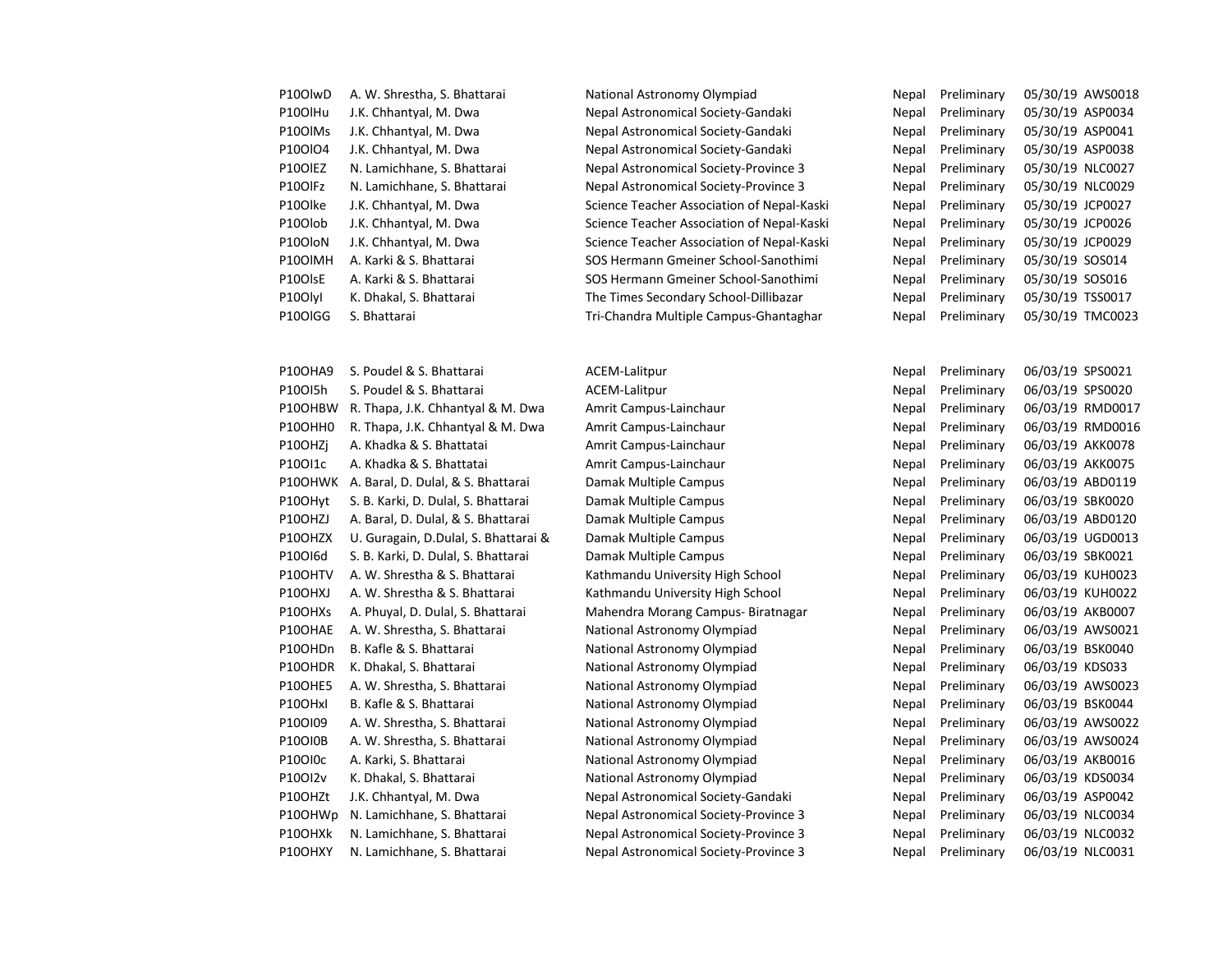| | | | | | | |
|---|---|---|---|---|---|---|
| P10OlwD | A. W. Shrestha, S. Bhattarai | National Astronomy Olympiad | Nepal | Preliminary | 05/30/19 | AWS0018 |
| P10OlHu | J.K. Chhantyal, M. Dwa | Nepal Astronomical Society-Gandaki | Nepal | Preliminary | 05/30/19 | ASP0034 |
| P10OlMs | J.K. Chhantyal, M. Dwa | Nepal Astronomical Society-Gandaki | Nepal | Preliminary | 05/30/19 | ASP0041 |
| P10OlO4 | J.K. Chhantyal, M. Dwa | Nepal Astronomical Society-Gandaki | Nepal | Preliminary | 05/30/19 | ASP0038 |
| P10OlEZ | N. Lamichhane, S. Bhattarai | Nepal Astronomical Society-Province 3 | Nepal | Preliminary | 05/30/19 | NLC0027 |
| P10OlFz | N. Lamichhane, S. Bhattarai | Nepal Astronomical Society-Province 3 | Nepal | Preliminary | 05/30/19 | NLC0029 |
| P10Olke | J.K. Chhantyal, M. Dwa | Science Teacher Association of Nepal-Kaski | Nepal | Preliminary | 05/30/19 | JCP0027 |
| P10Olob | J.K. Chhantyal, M. Dwa | Science Teacher Association of Nepal-Kaski | Nepal | Preliminary | 05/30/19 | JCP0026 |
| P10OloN | J.K. Chhantyal, M. Dwa | Science Teacher Association of Nepal-Kaski | Nepal | Preliminary | 05/30/19 | JCP0029 |
| P10OlMH | A. Karki & S. Bhattarai | SOS Hermann Gmeiner School-Sanothimi | Nepal | Preliminary | 05/30/19 | SOS014 |
| P10OlsE | A. Karki & S. Bhattarai | SOS Hermann Gmeiner School-Sanothimi | Nepal | Preliminary | 05/30/19 | SOS016 |
| P10Olyl | K. Dhakal, S. Bhattarai | The Times Secondary School-Dillibazar | Nepal | Preliminary | 05/30/19 | TSS0017 |
| P10OlGG | S. Bhattarai | Tri-Chandra Multiple Campus-Ghantaghar | Nepal | Preliminary | 05/30/19 | TMC0023 |
| | | | | | | |
| P10OHA9 | S. Poudel & S. Bhattarai | ACEM-Lalitpur | Nepal | Preliminary | 06/03/19 | SPS0021 |
| P10OI5h | S. Poudel & S. Bhattarai | ACEM-Lalitpur | Nepal | Preliminary | 06/03/19 | SPS0020 |
| P10OHBW | R. Thapa, J.K. Chhantyal & M. Dwa | Amrit Campus-Lainchaur | Nepal | Preliminary | 06/03/19 | RMD0017 |
| P10OHH0 | R. Thapa, J.K. Chhantyal & M. Dwa | Amrit Campus-Lainchaur | Nepal | Preliminary | 06/03/19 | RMD0016 |
| P10OHZj | A. Khadka & S. Bhattatai | Amrit Campus-Lainchaur | Nepal | Preliminary | 06/03/19 | AKK0078 |
| P10OI1c | A. Khadka & S. Bhattatai | Amrit Campus-Lainchaur | Nepal | Preliminary | 06/03/19 | AKK0075 |
| P10OHWK | A. Baral, D. Dulal, & S. Bhattarai | Damak Multiple Campus | Nepal | Preliminary | 06/03/19 | ABD0119 |
| P10OHyt | S. B. Karki, D. Dulal, S. Bhattarai | Damak Multiple Campus | Nepal | Preliminary | 06/03/19 | SBK0020 |
| P10OHZJ | A. Baral, D. Dulal, & S. Bhattarai | Damak Multiple Campus | Nepal | Preliminary | 06/03/19 | ABD0120 |
| P10OHZX | U. Guragain, D.Dulal, S. Bhattarai & | Damak Multiple Campus | Nepal | Preliminary | 06/03/19 | UGD0013 |
| P10OI6d | S. B. Karki, D. Dulal, S. Bhattarai | Damak Multiple Campus | Nepal | Preliminary | 06/03/19 | SBK0021 |
| P10OHTV | A. W. Shrestha & S. Bhattarai | Kathmandu University High School | Nepal | Preliminary | 06/03/19 | KUH0023 |
| P10OHXJ | A. W. Shrestha & S. Bhattarai | Kathmandu University High School | Nepal | Preliminary | 06/03/19 | KUH0022 |
| P10OHXs | A. Phuyal, D. Dulal, S. Bhattarai | Mahendra Morang Campus- Biratnagar | Nepal | Preliminary | 06/03/19 | AKB0007 |
| P10OHAE | A. W. Shrestha, S. Bhattarai | National Astronomy Olympiad | Nepal | Preliminary | 06/03/19 | AWS0021 |
| P10OHDn | B. Kafle & S. Bhattarai | National Astronomy Olympiad | Nepal | Preliminary | 06/03/19 | BSK0040 |
| P10OHDR | K. Dhakal, S. Bhattarai | National Astronomy Olympiad | Nepal | Preliminary | 06/03/19 | KDS033 |
| P10OHE5 | A. W. Shrestha, S. Bhattarai | National Astronomy Olympiad | Nepal | Preliminary | 06/03/19 | AWS0023 |
| P10OHxl | B. Kafle & S. Bhattarai | National Astronomy Olympiad | Nepal | Preliminary | 06/03/19 | BSK0044 |
| P10OI09 | A. W. Shrestha, S. Bhattarai | National Astronomy Olympiad | Nepal | Preliminary | 06/03/19 | AWS0022 |
| P10OI0B | A. W. Shrestha, S. Bhattarai | National Astronomy Olympiad | Nepal | Preliminary | 06/03/19 | AWS0024 |
| P10OI0c | A. Karki, S. Bhattarai | National Astronomy Olympiad | Nepal | Preliminary | 06/03/19 | AKB0016 |
| P10OI2v | K. Dhakal, S. Bhattarai | National Astronomy Olympiad | Nepal | Preliminary | 06/03/19 | KDS0034 |
| P10OHZt | J.K. Chhantyal, M. Dwa | Nepal Astronomical Society-Gandaki | Nepal | Preliminary | 06/03/19 | ASP0042 |
| P10OHWp | N. Lamichhane, S. Bhattarai | Nepal Astronomical Society-Province 3 | Nepal | Preliminary | 06/03/19 | NLC0034 |
| P10OHXk | N. Lamichhane, S. Bhattarai | Nepal Astronomical Society-Province 3 | Nepal | Preliminary | 06/03/19 | NLC0032 |
| P10OHXY | N. Lamichhane, S. Bhattarai | Nepal Astronomical Society-Province 3 | Nepal | Preliminary | 06/03/19 | NLC0031 |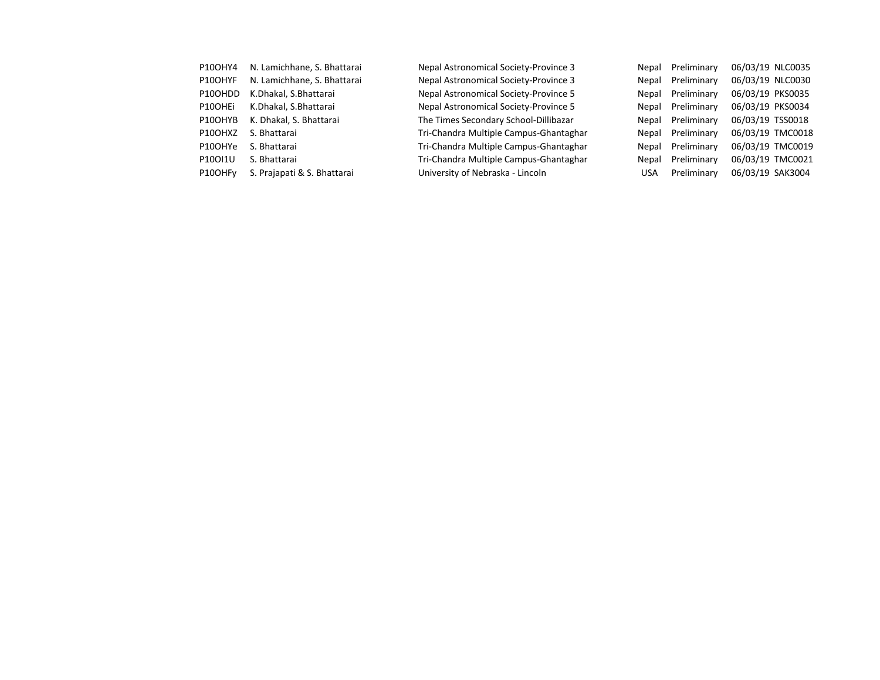| | | | | | | |
|---|---|---|---|---|---|---|
| P10OHY4 | N. Lamichhane, S. Bhattarai | Nepal Astronomical Society-Province 3 | Nepal | Preliminary | 06/03/19 | NLC0035 |
| P10OHYF | N. Lamichhane, S. Bhattarai | Nepal Astronomical Society-Province 3 | Nepal | Preliminary | 06/03/19 | NLC0030 |
| P10OHDD | K.Dhakal, S.Bhattarai | Nepal Astronomical Society-Province 5 | Nepal | Preliminary | 06/03/19 | PKS0035 |
| P10OHEi | K.Dhakal, S.Bhattarai | Nepal Astronomical Society-Province 5 | Nepal | Preliminary | 06/03/19 | PKS0034 |
| P10OHYB | K. Dhakal, S. Bhattarai | The Times Secondary School-Dillibazar | Nepal | Preliminary | 06/03/19 | TSS0018 |
| P10OHXZ | S. Bhattarai | Tri-Chandra Multiple Campus-Ghantaghar | Nepal | Preliminary | 06/03/19 | TMC0018 |
| P10OHYe | S. Bhattarai | Tri-Chandra Multiple Campus-Ghantaghar | Nepal | Preliminary | 06/03/19 | TMC0019 |
| P10OI1U | S. Bhattarai | Tri-Chandra Multiple Campus-Ghantaghar | Nepal | Preliminary | 06/03/19 | TMC0021 |
| P10OHFy | S. Prajapati & S. Bhattarai | University of Nebraska - Lincoln | USA | Preliminary | 06/03/19 | SAK3004 |